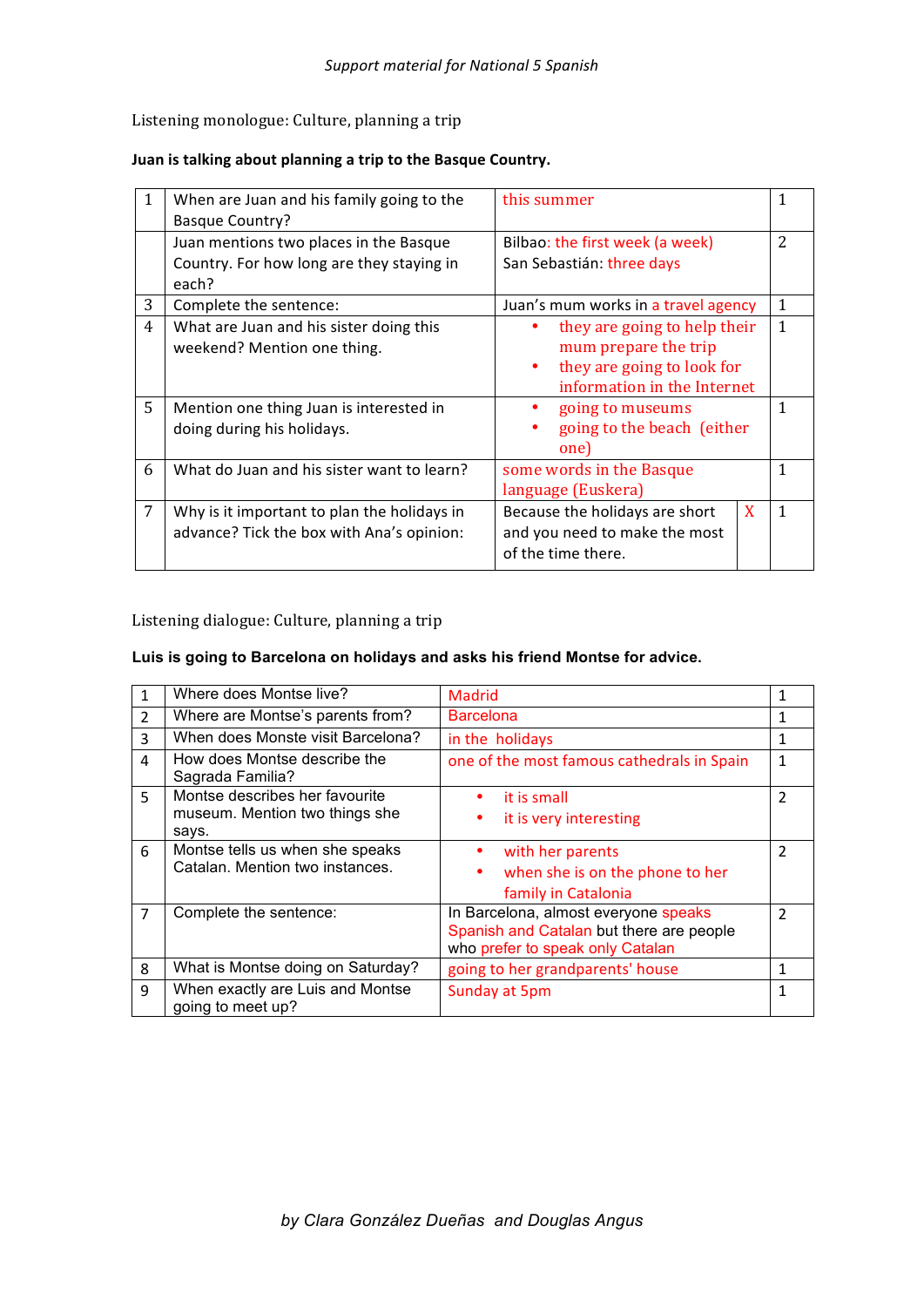Listening monologue: Culture, planning a trip

**Juan is talking about planning a trip to the Basque Country.**

| | | | | |
|---|---|---|---|---|
| 1 | When are Juan and his family going to the Basque Country? | this summer | | 1 |
| | Juan mentions two places in the Basque Country. For how long are they staying in each? | Bilbao: the first week (a week)<br>San Sebastián: three days | | 2 |
| 3 | Complete the sentence: | Juan's mum works in a travel agency | | 1 |
| 4 | What are Juan and his sister doing this weekend? Mention one thing. | • they are going to help their mum prepare the trip<br>• they are going to look for information in the Internet | | 1 |
| 5 | Mention one thing Juan is interested in doing during his holidays. | • going to museums<br>• going to the beach (either one) | | 1 |
| 6 | What do Juan and his sister want to learn? | some words in the Basque language (Euskera) | | 1 |
| 7 | Why is it important to plan the holidays in advance? Tick the box with Ana's opinion: | Because the holidays are short and you need to make the most of the time there. | X | 1 |

Listening dialogue: Culture, planning a trip

**Luis is going to Barcelona on holidays and asks his friend Montse for advice.**

| | | | |
|---|---|---|---|
| 1 | Where does Montse live? | Madrid | 1 |
| 2 | Where are Montse's parents from? | Barcelona | 1 |
| 3 | When does Monste visit Barcelona? | in the holidays | 1 |
| 4 | How does Montse describe the Sagrada Familia? | one of the most famous cathedrals in Spain | 1 |
| 5 | Montse describes her favourite museum. Mention two things she says. | • it is small<br>• it is very interesting | 2 |
| 6 | Montse tells us when she speaks Catalan. Mention two instances. | • with her parents<br>• when she is on the phone to her family in Catalonia | 2 |
| 7 | Complete the sentence: | In Barcelona, almost everyone speaks Spanish and Catalan but there are people who prefer to speak only Catalan | 2 |
| 8 | What is Montse doing on Saturday? | going to her grandparents' house | 1 |
| 9 | When exactly are Luis and Montse going to meet up? | Sunday at 5pm | 1 |

*by Clara González Dueñas and Douglas Angus*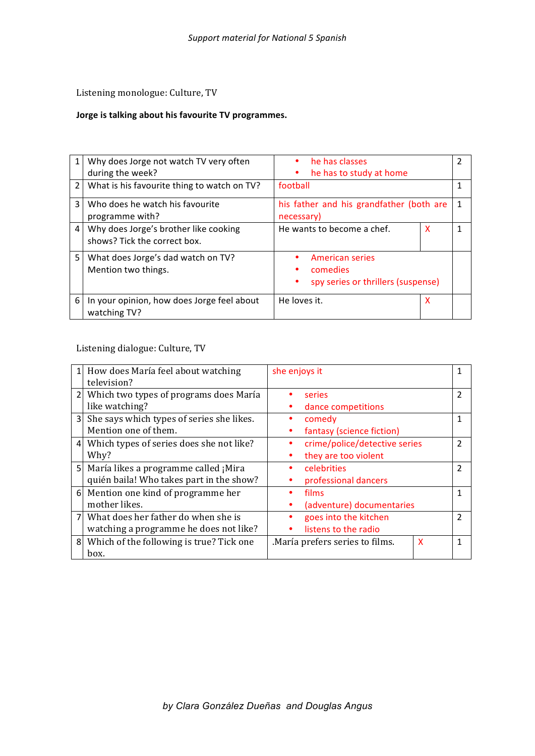Listening monologue: Culture, TV

**Jorge is talking about his favourite TV programmes.**

| | | | | |
|---|---|---|---|---|
| 1 | Why does Jorge not watch TV very often during the week? | • he has classes<br>• he has to study at home | | 2 |
| 2 | What is his favourite thing to watch on TV? | football | | 1 |
| 3 | Who does he watch his favourite programme with? | his father and his grandfather (both are necessary) | | 1 |
| 4 | Why does Jorge's brother like cooking shows? Tick the correct box. | He wants to become a chef. | X | 1 |
| 5 | What does Jorge's dad watch on TV? Mention two things. | • American series<br>• comedies<br>• spy series or thrillers (suspense) | | |
| 6 | In your opinion, how does Jorge feel about watching TV? | He loves it. | X | |

Listening dialogue: Culture, TV

| | | | | |
|---|---|---|---|---|
| 1 | How does María feel about watching television? | she enjoys it | | 1 |
| 2 | Which two types of programs does María like watching? | • series<br>• dance competitions | | 2 |
| 3 | She says which types of series she likes. Mention one of them. | • comedy<br>• fantasy (science fiction) | | 1 |
| 4 | Which types of series does she not like? Why? | • crime/police/detective series<br>• they are too violent | | 2 |
| 5 | María likes a programme called ¡Mira quién baila! Who takes part in the show? | • celebrities<br>• professional dancers | | 2 |
| 6 | Mention one kind of programme her mother likes. | • films<br>• (adventure) documentaries | | 1 |
| 7 | What does her father do when she is watching a programme he does not like? | • goes into the kitchen<br>• listens to the radio | | 2 |
| 8 | Which of the following is true? Tick one box. | .María prefers series to films. | X | 1 |